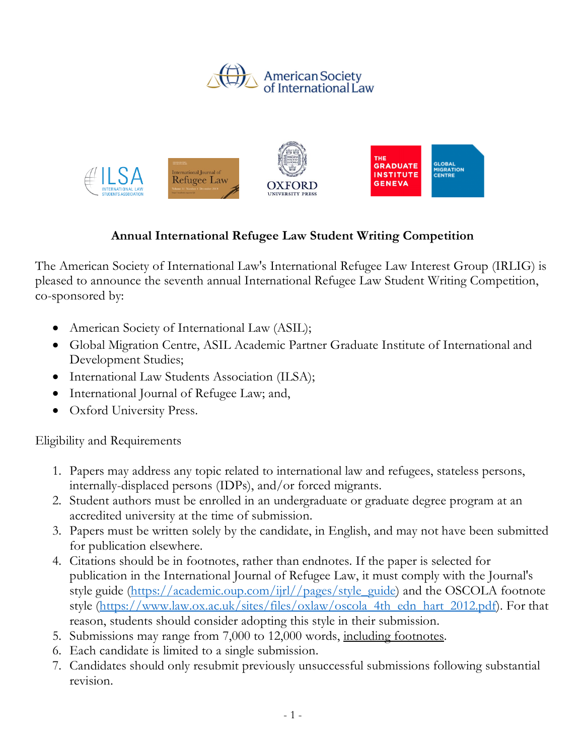**Annual International Refugee Law Student Writing Competition**

The American Society of International Law's International Refugee Law Interest Group (IRLIG) is pleased to announce the seventh annual International Refugee Law Student Writing Competition, co-sponsored by:

- American Society of International Law (ASIL);
- Global Migration Centre, ASIL Academic Partner Graduate Institute of International and Development Studies;
- International Law Students Association (ILSA);
- International Journal of Refugee Law; and,
- Oxford University Press.

Eligibility and Requirements

1. Papers may address any topic related to international law and refugees, stateless persons, internally-displaced persons (IDPs), and/or forced migrants.
2. Student authors must be enrolled in an undergraduate or graduate degree program at an accredited university at the time of submission.
3. Papers must be written solely by the candidate, in English, and may not have been submitted for publication elsewhere.
4. Citations should be in footnotes, rather than endnotes. If the paper is selected for publication in the International Journal of Refugee Law, it must comply with the Journal's style guide (https://academic.oup.com/ijrl//pages/style_guide) and the OSCOLA footnote style (https://www.law.ox.ac.uk/sites/files/oxlaw/oscola_4th_edn_hart_2012.pdf). For that reason, students should consider adopting this style in their submission.
5. Submissions may range from 7,000 to 12,000 words, including footnotes.
6. Each candidate is limited to a single submission.
7. Candidates should only resubmit previously unsuccessful submissions following substantial revision.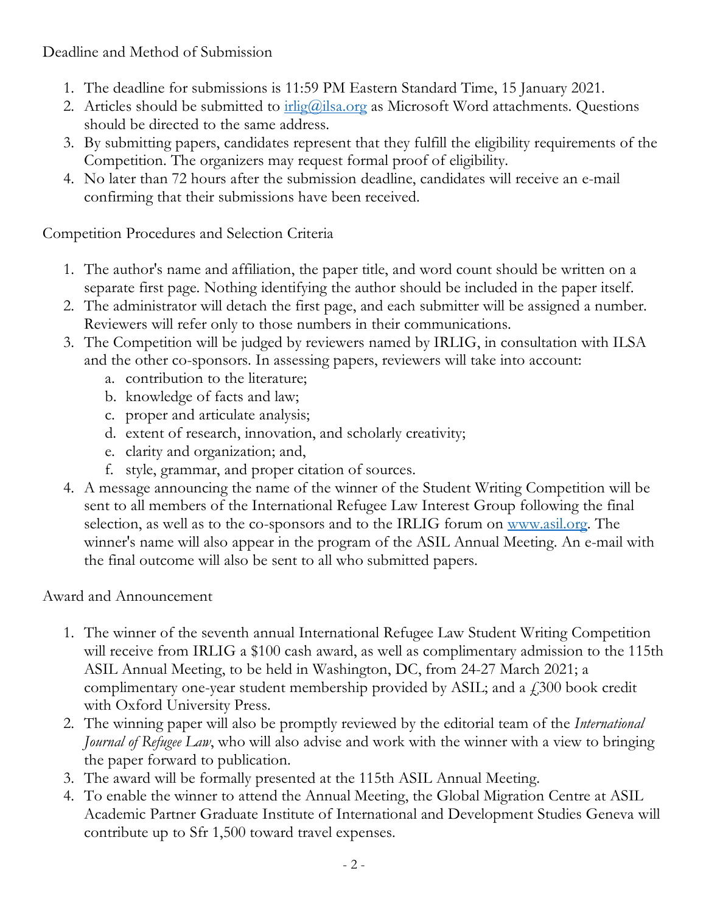Deadline and Method of Submission

1. The deadline for submissions is 11:59 PM Eastern Standard Time, 15 January 2021.
2. Articles should be submitted to irlig@ilsa.org as Microsoft Word attachments. Questions should be directed to the same address.
3. By submitting papers, candidates represent that they fulfill the eligibility requirements of the Competition. The organizers may request formal proof of eligibility.
4. No later than 72 hours after the submission deadline, candidates will receive an e-mail confirming that their submissions have been received.

Competition Procedures and Selection Criteria

1. The author's name and affiliation, the paper title, and word count should be written on a separate first page. Nothing identifying the author should be included in the paper itself.
2. The administrator will detach the first page, and each submitter will be assigned a number. Reviewers will refer only to those numbers in their communications.
3. The Competition will be judged by reviewers named by IRLIG, in consultation with ILSA and the other co-sponsors. In assessing papers, reviewers will take into account:
   a. contribution to the literature;
   b. knowledge of facts and law;
   c. proper and articulate analysis;
   d. extent of research, innovation, and scholarly creativity;
   e. clarity and organization; and,
   f. style, grammar, and proper citation of sources.
4. A message announcing the name of the winner of the Student Writing Competition will be sent to all members of the International Refugee Law Interest Group following the final selection, as well as to the co-sponsors and to the IRLIG forum on www.asil.org. The winner's name will also appear in the program of the ASIL Annual Meeting. An e-mail with the final outcome will also be sent to all who submitted papers.

Award and Announcement

1. The winner of the seventh annual International Refugee Law Student Writing Competition will receive from IRLIG a $100 cash award, as well as complimentary admission to the 115th ASIL Annual Meeting, to be held in Washington, DC, from 24-27 March 2021; a complimentary one-year student membership provided by ASIL; and a £300 book credit with Oxford University Press.
2. The winning paper will also be promptly reviewed by the editorial team of the *International Journal of Refugee Law*, who will also advise and work with the winner with a view to bringing the paper forward to publication.
3. The award will be formally presented at the 115th ASIL Annual Meeting.
4. To enable the winner to attend the Annual Meeting, the Global Migration Centre at ASIL Academic Partner Graduate Institute of International and Development Studies Geneva will contribute up to Sfr 1,500 toward travel expenses.